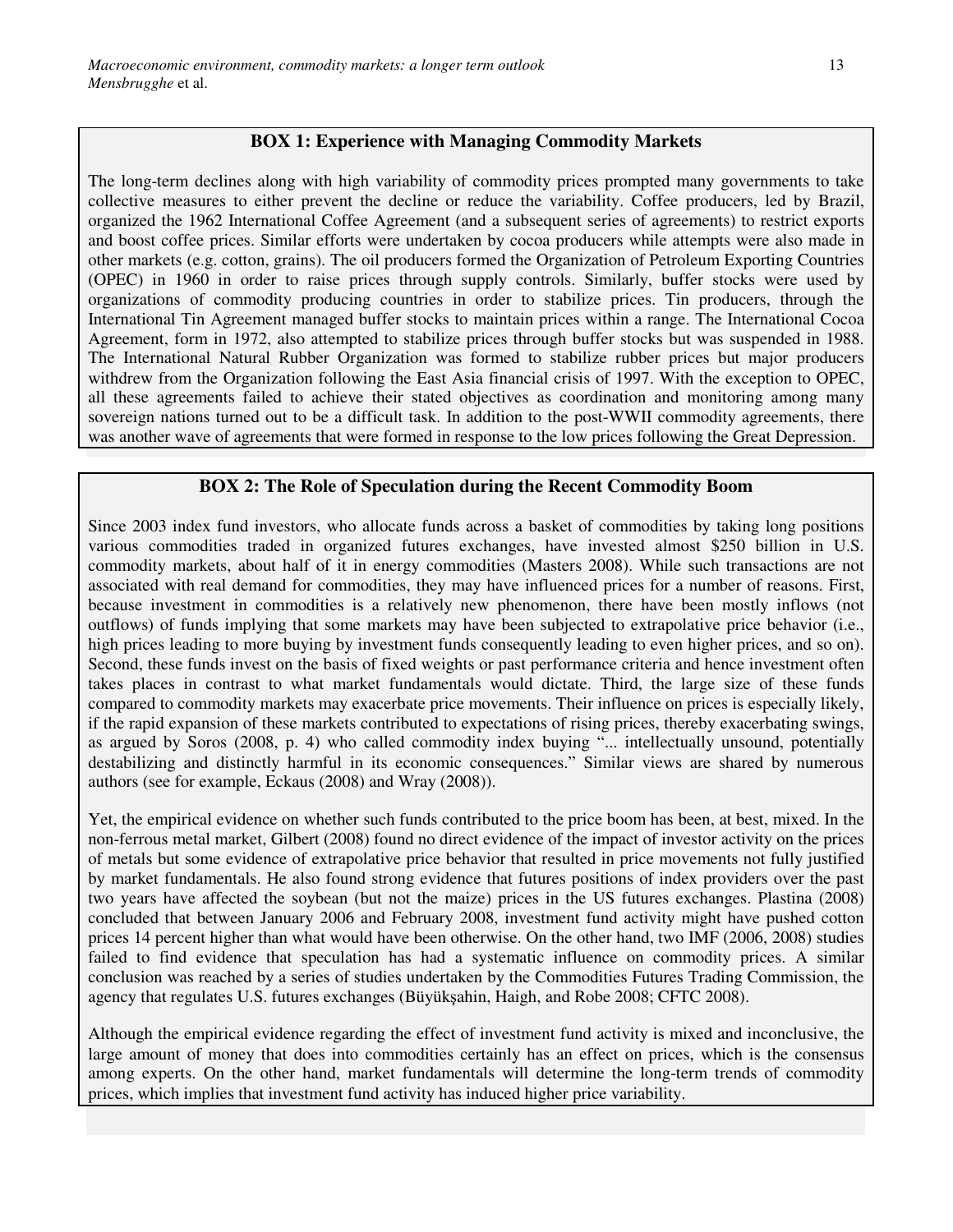### BOX 1: Experience with Managing Commodity Markets

The long-term declines along with high variability of commodity prices prompted many governments to take collective measures to either prevent the decline or reduce the variability. Coffee producers, led by Brazil, organized the 1962 International Coffee Agreement (and a subsequent series of agreements) to restrict exports and boost coffee prices. Similar efforts were undertaken by cocoa producers while attempts were also made in other markets (e.g. cotton, grains). The oil producers formed the Organization of Petroleum Exporting Countries (OPEC) in 1960 in order to raise prices through supply controls. Similarly, buffer stocks were used by organizations of commodity producing countries in order to stabilize prices. Tin producers, through the International Tin Agreement managed buffer stocks to maintain prices within a range. The International Cocoa Agreement, form in 1972, also attempted to stabilize prices through buffer stocks but was suspended in 1988. The International Natural Rubber Organization was formed to stabilize rubber prices but major producers withdrew from the Organization following the East Asia financial crisis of 1997. With the exception to OPEC, all these agreements failed to achieve their stated objectives as coordination and monitoring among many sovereign nations turned out to be a difficult task. In addition to the post-WWII commodity agreements, there was another wave of agreements that were formed in response to the low prices following the Great Depression.

### BOX 2: The Role of Speculation during the Recent Commodity Boom

Since 2003 index fund investors, who allocate funds across a basket of commodities by taking long positions various commodities traded in organized futures exchanges, have invested almost $250 billion in U.S. commodity markets, about half of it in energy commodities (Masters 2008). While such transactions are not associated with real demand for commodities, they may have influenced prices for a number of reasons. First, because investment in commodities is a relatively new phenomenon, there have been mostly inflows (not outflows) of funds implying that some markets may have been subjected to extrapolative price behavior (i.e., high prices leading to more buying by investment funds consequently leading to even higher prices, and so on). Second, these funds invest on the basis of fixed weights or past performance criteria and hence investment often takes places in contrast to what market fundamentals would dictate. Third, the large size of these funds compared to commodity markets may exacerbate price movements. Their influence on prices is especially likely, if the rapid expansion of these markets contributed to expectations of rising prices, thereby exacerbating swings, as argued by Soros (2008, p. 4) who called commodity index buying "... intellectually unsound, potentially destabilizing and distinctly harmful in its economic consequences." Similar views are shared by numerous authors (see for example, Eckaus (2008) and Wray (2008)).

Yet, the empirical evidence on whether such funds contributed to the price boom has been, at best, mixed. In the non-ferrous metal market, Gilbert (2008) found no direct evidence of the impact of investor activity on the prices of metals but some evidence of extrapolative price behavior that resulted in price movements not fully justified by market fundamentals. He also found strong evidence that futures positions of index providers over the past two years have affected the soybean (but not the maize) prices in the US futures exchanges. Plastina (2008) concluded that between January 2006 and February 2008, investment fund activity might have pushed cotton prices 14 percent higher than what would have been otherwise. On the other hand, two IMF (2006, 2008) studies failed to find evidence that speculation has had a systematic influence on commodity prices. A similar conclusion was reached by a series of studies undertaken by the Commodities Futures Trading Commission, the agency that regulates U.S. futures exchanges (Büyükşahin, Haigh, and Robe 2008; CFTC 2008).

Although the empirical evidence regarding the effect of investment fund activity is mixed and inconclusive, the large amount of money that does into commodities certainly has an effect on prices, which is the consensus among experts. On the other hand, market fundamentals will determine the long-term trends of commodity prices, which implies that investment fund activity has induced higher price variability.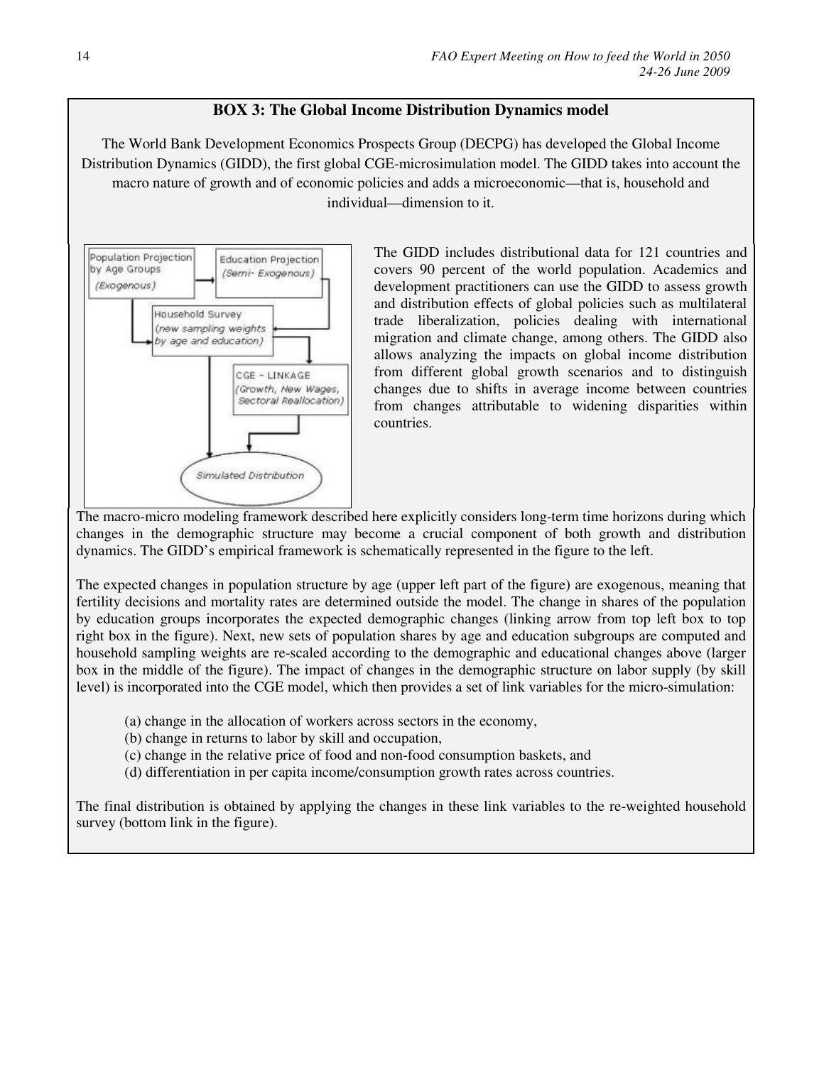### BOX 3: The Global Income Distribution Dynamics model

The World Bank Development Economics Prospects Group (DECPG) has developed the Global Income Distribution Dynamics (GIDD), the first global CGE-microsimulation model. The GIDD takes into account the macro nature of growth and of economic policies and adds a microeconomic—that is, household and individual—dimension to it.

Population Projection by Age Groups (Exogenous)

Education Projection (Semi- Exogenous)

Household Survey (new sampling weights by age and education)

CGE – LINKAGE (Growth, New Wages, Sectoral Reallocation)

Simulated Distribution

The GIDD includes distributional data for 121 countries and covers 90 percent of the world population. Academics and development practitioners can use the GIDD to assess growth and distribution effects of global policies such as multilateral trade liberalization, policies dealing with international migration and climate change, among others. The GIDD also allows analyzing the impacts on global income distribution from different global growth scenarios and to distinguish changes due to shifts in average income between countries from changes attributable to widening disparities within countries.

The macro-micro modeling framework described here explicitly considers long-term time horizons during which changes in the demographic structure may become a crucial component of both growth and distribution dynamics. The GIDD's empirical framework is schematically represented in the figure to the left.

The expected changes in population structure by age (upper left part of the figure) are exogenous, meaning that fertility decisions and mortality rates are determined outside the model. The change in shares of the population by education groups incorporates the expected demographic changes (linking arrow from top left box to top right box in the figure). Next, new sets of population shares by age and education subgroups are computed and household sampling weights are re-scaled according to the demographic and educational changes above (larger box in the middle of the figure). The impact of changes in the demographic structure on labor supply (by skill level) is incorporated into the CGE model, which then provides a set of link variables for the micro-simulation:

(a) change in the allocation of workers across sectors in the economy,
(b) change in returns to labor by skill and occupation,
(c) change in the relative price of food and non-food consumption baskets, and
(d) differentiation in per capita income/consumption growth rates across countries.

The final distribution is obtained by applying the changes in these link variables to the re-weighted household survey (bottom link in the figure).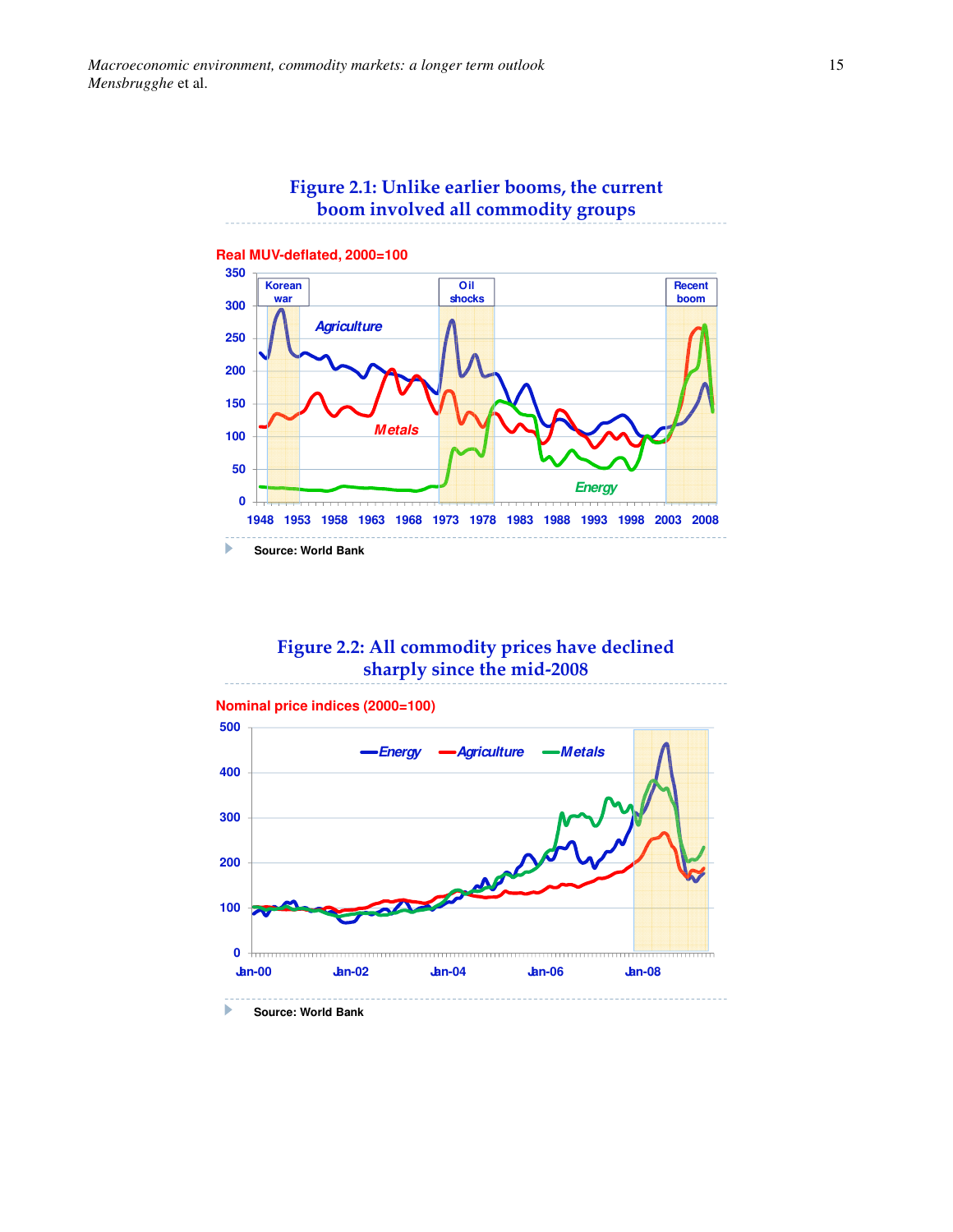**Figure 2.1: Unlike earlier booms, the current boom involved all commodity groups**

Real MUV-deflated, 2000=100

Source: World Bank

**Figure 2.2: All commodity prices have declined sharply since the mid-2008**

Nominal price indices (2000=100)

Source: World Bank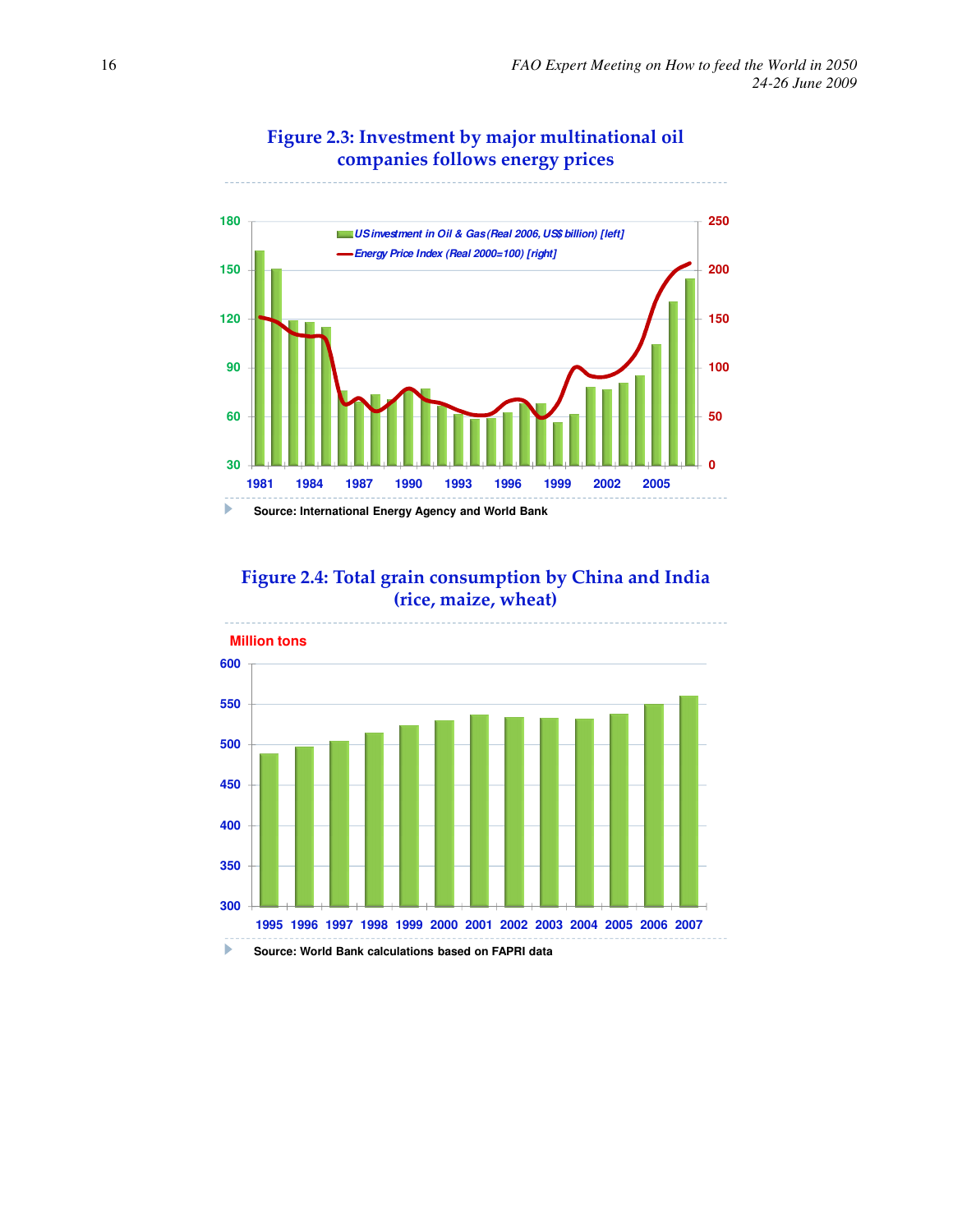**Figure 2.3: Investment by major multinational oil companies follows energy prices**

US investment in Oil & Gas (Real 2006, US$ billion) [left]
Energy Price Index (Real 2000=100) [right]

180
150
120
90
60
30

250
200
150
100
50
0

1981 1984 1987 1990 1993 1996 1999 2002 2005

Source: International Energy Agency and World Bank

**Figure 2.4: Total grain consumption by China and India (rice, maize, wheat)**

Million tons

600
550
500
450
400
350
300

1995 1996 1997 1998 1999 2000 2001 2002 2003 2004 2005 2006 2007

Source: World Bank calculations based on FAPRI data